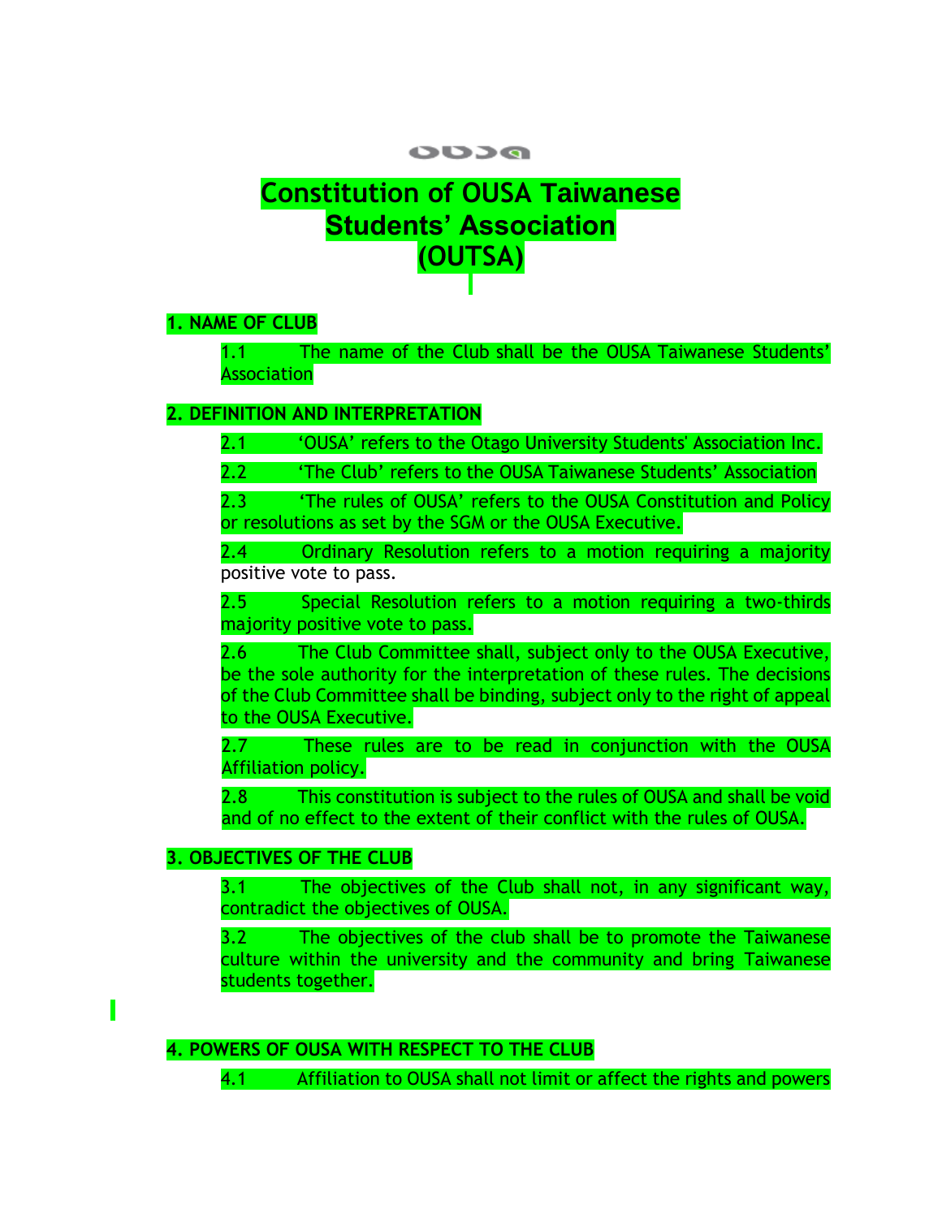# Constitution of OUSA Taiwanese Students' Association (OUTSA)

## 1. NAME OF CLUB

1.1 The name of the Club shall be the OUSA Taiwanese Students' Association

## 2. DEFINITION AND INTERPRETATION

2.1 'OUSA' refers to the Otago University Students' Association Inc.

2.2 'The Club' refers to the OUSA Taiwanese Students' Association

2.3 'The rules of OUSA' refers to the OUSA Constitution and Policy or resolutions as set by the SGM or the OUSA Executive.

2.4 Ordinary Resolution refers to a motion requiring a majority positive vote to pass.

2.5 Special Resolution refers to a motion requiring a two-thirds majority positive vote to pass.

2.6 The Club Committee shall, subject only to the OUSA Executive, be the sole authority for the interpretation of these rules. The decisions of the Club Committee shall be binding, subject only to the right of appeal to the OUSA Executive.

2.7 These rules are to be read in conjunction with the OUSA Affiliation policy.

2.8 This constitution is subject to the rules of OUSA and shall be void and of no effect to the extent of their conflict with the rules of OUSA.

## 3. OBJECTIVES OF THE CLUB

3.1 The objectives of the Club shall not, in any significant way, contradict the objectives of OUSA.

3.2 The objectives of the club shall be to promote the Taiwanese culture within the university and the community and bring Taiwanese students together.

## 4. POWERS OF OUSA WITH RESPECT TO THE CLUB

4.1 Affiliation to OUSA shall not limit or affect the rights and powers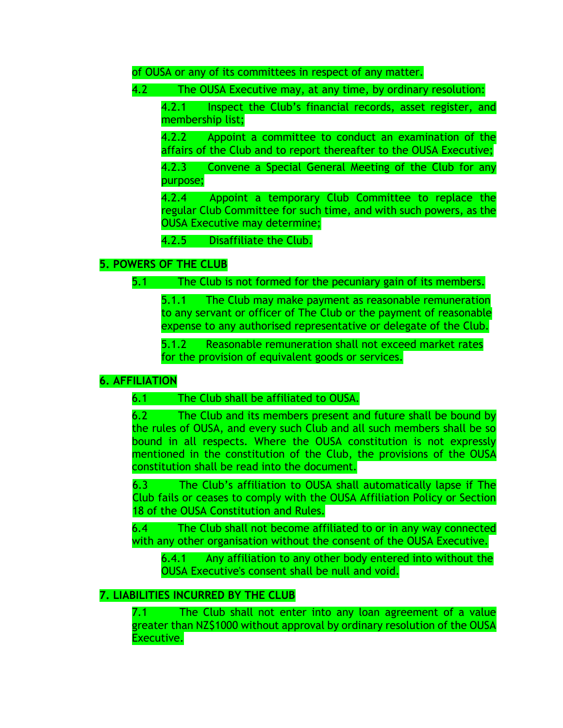of OUSA or any of its committees in respect of any matter.

4.2 The OUSA Executive may, at any time, by ordinary resolution:

4.2.1 Inspect the Club's financial records, asset register, and membership list;

4.2.2 Appoint a committee to conduct an examination of the affairs of the Club and to report thereafter to the OUSA Executive;

4.2.3 Convene a Special General Meeting of the Club for any purpose;

4.2.4 Appoint a temporary Club Committee to replace the regular Club Committee for such time, and with such powers, as the OUSA Executive may determine;

4.2.5 Disaffiliate the Club.

## 5. POWERS OF THE CLUB

5.1 The Club is not formed for the pecuniary gain of its members.

5.1.1 The Club may make payment as reasonable remuneration to any servant or officer of The Club or the payment of reasonable expense to any authorised representative or delegate of the Club.

5.1.2 Reasonable remuneration shall not exceed market rates for the provision of equivalent goods or services.

## 6. AFFILIATION

6.1 The Club shall be affiliated to OUSA.

6.2 The Club and its members present and future shall be bound by the rules of OUSA, and every such Club and all such members shall be so bound in all respects. Where the OUSA constitution is not expressly mentioned in the constitution of the Club, the provisions of the OUSA constitution shall be read into the document.

6.3 The Club's affiliation to OUSA shall automatically lapse if The Club fails or ceases to comply with the OUSA Affiliation Policy or Section 18 of the OUSA Constitution and Rules.

6.4 The Club shall not become affiliated to or in any way connected with any other organisation without the consent of the OUSA Executive.

6.4.1 Any affiliation to any other body entered into without the OUSA Executive's consent shall be null and void.

## 7. LIABILITIES INCURRED BY THE CLUB

7.1 The Club shall not enter into any loan agreement of a value greater than NZ$1000 without approval by ordinary resolution of the OUSA Executive.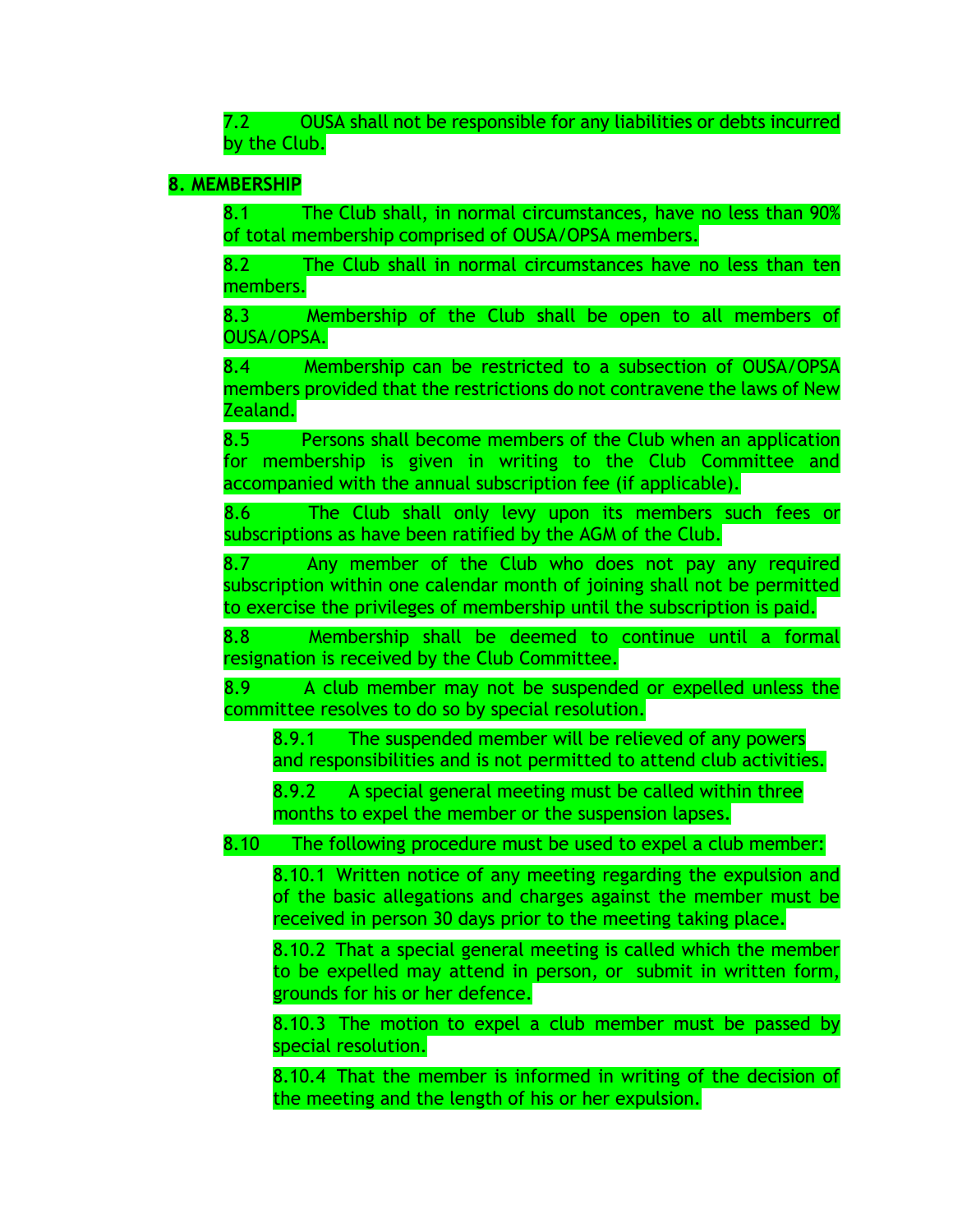7.2 OUSA shall not be responsible for any liabilities or debts incurred by the Club.

**8. MEMBERSHIP**

8.1 The Club shall, in normal circumstances, have no less than 90% of total membership comprised of OUSA/OPSA members.

8.2 The Club shall in normal circumstances have no less than ten members.

8.3 Membership of the Club shall be open to all members of OUSA/OPSA.

8.4 Membership can be restricted to a subsection of OUSA/OPSA members provided that the restrictions do not contravene the laws of New Zealand.

8.5 Persons shall become members of the Club when an application for membership is given in writing to the Club Committee and accompanied with the annual subscription fee (if applicable).

8.6 The Club shall only levy upon its members such fees or subscriptions as have been ratified by the AGM of the Club.

8.7 Any member of the Club who does not pay any required subscription within one calendar month of joining shall not be permitted to exercise the privileges of membership until the subscription is paid.

8.8 Membership shall be deemed to continue until a formal resignation is received by the Club Committee.

8.9 A club member may not be suspended or expelled unless the committee resolves to do so by special resolution.

8.9.1 The suspended member will be relieved of any powers and responsibilities and is not permitted to attend club activities.

8.9.2 A special general meeting must be called within three months to expel the member or the suspension lapses.

8.10 The following procedure must be used to expel a club member:

8.10.1 Written notice of any meeting regarding the expulsion and of the basic allegations and charges against the member must be received in person 30 days prior to the meeting taking place.

8.10.2 That a special general meeting is called which the member to be expelled may attend in person, or submit in written form, grounds for his or her defence.

8.10.3 The motion to expel a club member must be passed by special resolution.

8.10.4 That the member is informed in writing of the decision of the meeting and the length of his or her expulsion.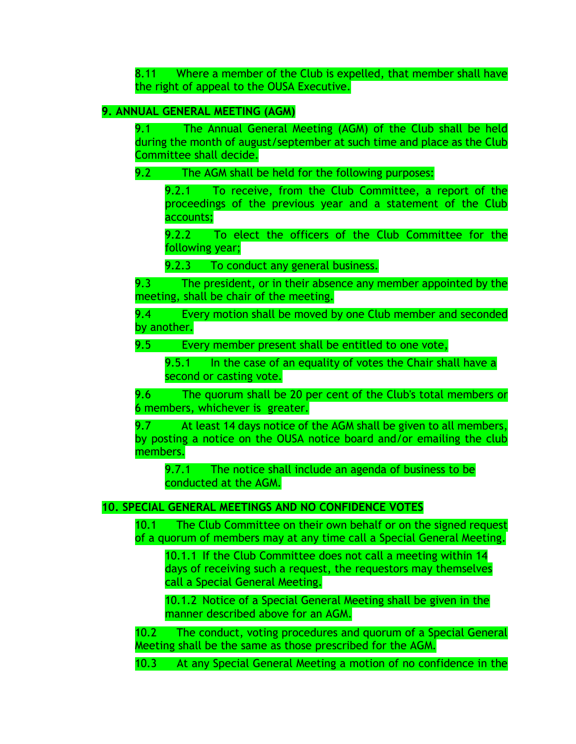8.11 Where a member of the Club is expelled, that member shall have the right of appeal to the OUSA Executive.

## 9. ANNUAL GENERAL MEETING (AGM)

9.1 The Annual General Meeting (AGM) of the Club shall be held during the month of august/september at such time and place as the Club Committee shall decide.

9.2 The AGM shall be held for the following purposes:

9.2.1 To receive, from the Club Committee, a report of the proceedings of the previous year and a statement of the Club accounts;

9.2.2 To elect the officers of the Club Committee for the following year;

9.2.3 To conduct any general business.

9.3 The president, or in their absence any member appointed by the meeting, shall be chair of the meeting.

9.4 Every motion shall be moved by one Club member and seconded by another.

9.5 Every member present shall be entitled to one vote,

9.5.1 In the case of an equality of votes the Chair shall have a second or casting vote.

9.6 The quorum shall be 20 per cent of the Club's total members or 6 members, whichever is greater.

9.7 At least 14 days notice of the AGM shall be given to all members, by posting a notice on the OUSA notice board and/or emailing the club members.

9.7.1 The notice shall include an agenda of business to be conducted at the AGM.

## 10. SPECIAL GENERAL MEETINGS AND NO CONFIDENCE VOTES

10.1 The Club Committee on their own behalf or on the signed request of a quorum of members may at any time call a Special General Meeting.

10.1.1 If the Club Committee does not call a meeting within 14 days of receiving such a request, the requestors may themselves call a Special General Meeting.

10.1.2 Notice of a Special General Meeting shall be given in the manner described above for an AGM.

10.2 The conduct, voting procedures and quorum of a Special General Meeting shall be the same as those prescribed for the AGM.

10.3 At any Special General Meeting a motion of no confidence in the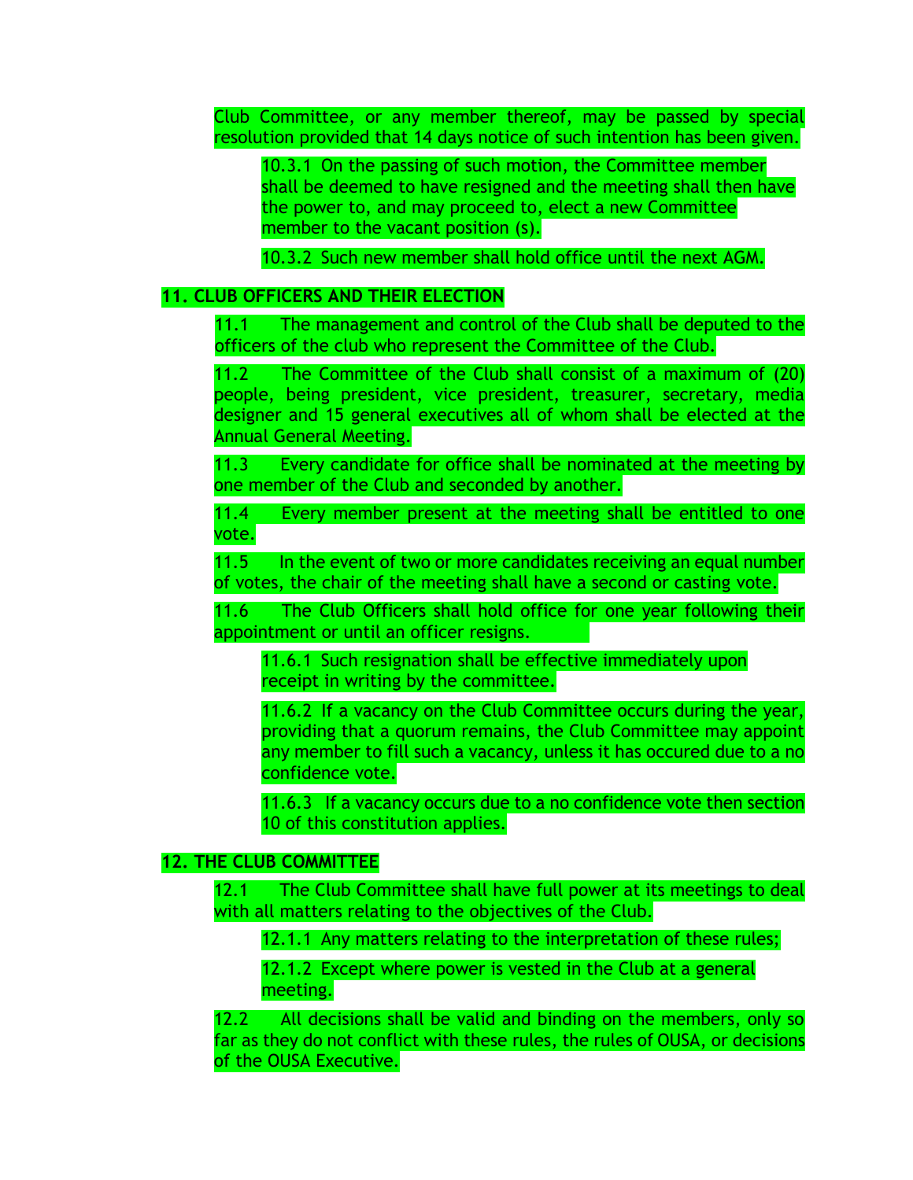Club Committee, or any member thereof, may be passed by special resolution provided that 14 days notice of such intention has been given.

10.3.1 On the passing of such motion, the Committee member shall be deemed to have resigned and the meeting shall then have the power to, and may proceed to, elect a new Committee member to the vacant position (s).

10.3.2 Such new member shall hold office until the next AGM.

## 11. CLUB OFFICERS AND THEIR ELECTION

11.1 The management and control of the Club shall be deputed to the officers of the club who represent the Committee of the Club.

11.2 The Committee of the Club shall consist of a maximum of (20) people, being president, vice president, treasurer, secretary, media designer and 15 general executives all of whom shall be elected at the Annual General Meeting.

11.3 Every candidate for office shall be nominated at the meeting by one member of the Club and seconded by another.

11.4 Every member present at the meeting shall be entitled to one vote.

11.5 In the event of two or more candidates receiving an equal number of votes, the chair of the meeting shall have a second or casting vote.

11.6 The Club Officers shall hold office for one year following their appointment or until an officer resigns.

11.6.1 Such resignation shall be effective immediately upon receipt in writing by the committee.

11.6.2 If a vacancy on the Club Committee occurs during the year, providing that a quorum remains, the Club Committee may appoint any member to fill such a vacancy, unless it has occured due to a no confidence vote.

11.6.3 If a vacancy occurs due to a no confidence vote then section 10 of this constitution applies.

## 12. THE CLUB COMMITTEE

12.1 The Club Committee shall have full power at its meetings to deal with all matters relating to the objectives of the Club.

12.1.1 Any matters relating to the interpretation of these rules;

12.1.2 Except where power is vested in the Club at a general meeting.

12.2 All decisions shall be valid and binding on the members, only so far as they do not conflict with these rules, the rules of OUSA, or decisions of the OUSA Executive.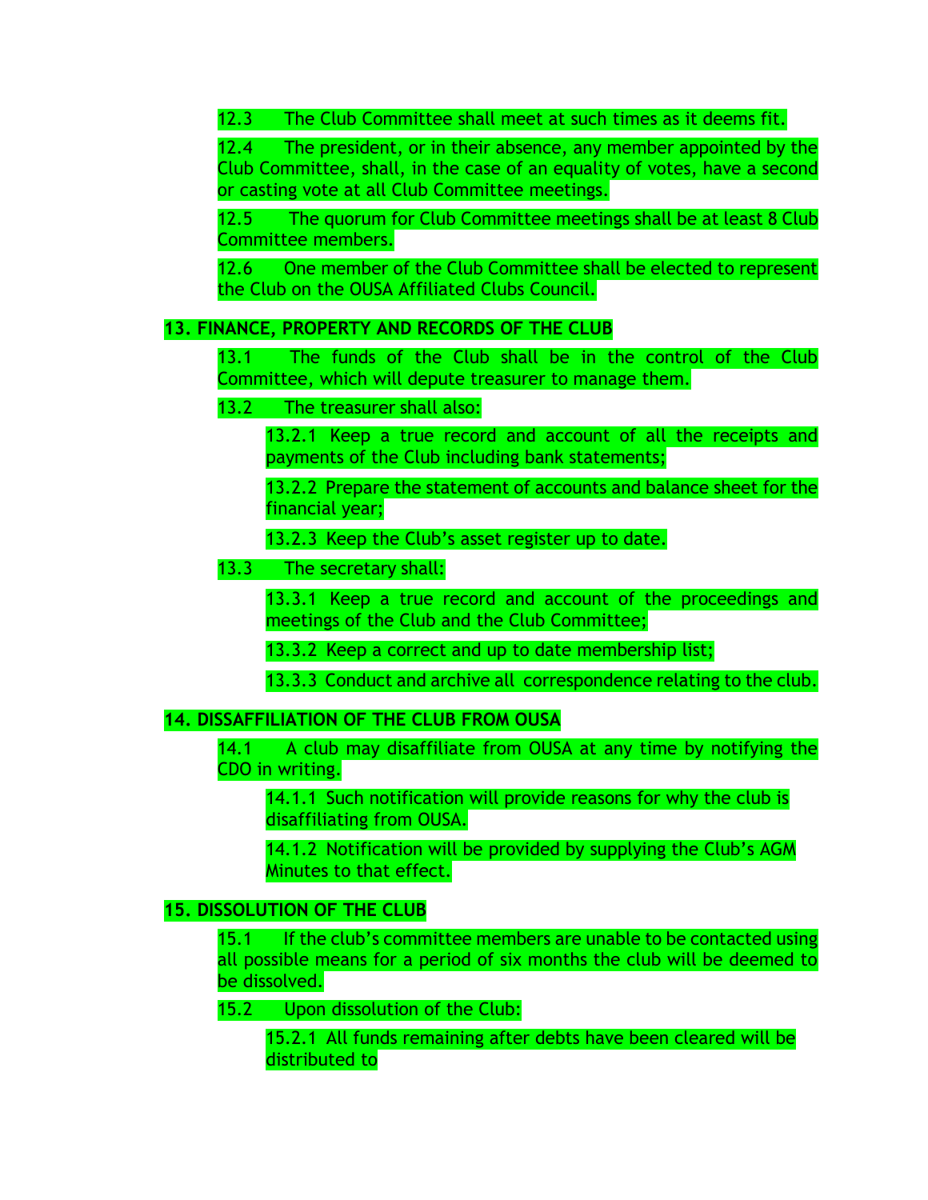12.3 The Club Committee shall meet at such times as it deems fit.

12.4 The president, or in their absence, any member appointed by the Club Committee, shall, in the case of an equality of votes, have a second or casting vote at all Club Committee meetings.

12.5 The quorum for Club Committee meetings shall be at least 8 Club Committee members.

12.6 One member of the Club Committee shall be elected to represent the Club on the OUSA Affiliated Clubs Council.

## 13. FINANCE, PROPERTY AND RECORDS OF THE CLUB

13.1 The funds of the Club shall be in the control of the Club Committee, which will depute treasurer to manage them.

13.2 The treasurer shall also:

13.2.1 Keep a true record and account of all the receipts and payments of the Club including bank statements;

13.2.2 Prepare the statement of accounts and balance sheet for the financial year;

13.2.3 Keep the Club's asset register up to date.

13.3 The secretary shall:

13.3.1 Keep a true record and account of the proceedings and meetings of the Club and the Club Committee;

13.3.2 Keep a correct and up to date membership list;

13.3.3 Conduct and archive all correspondence relating to the club.

## 14. DISSAFFILIATION OF THE CLUB FROM OUSA

14.1 A club may disaffiliate from OUSA at any time by notifying the CDO in writing.

14.1.1 Such notification will provide reasons for why the club is disaffiliating from OUSA.

14.1.2 Notification will be provided by supplying the Club's AGM Minutes to that effect.

## 15. DISSOLUTION OF THE CLUB

15.1 If the club's committee members are unable to be contacted using all possible means for a period of six months the club will be deemed to be dissolved.

15.2 Upon dissolution of the Club:

15.2.1 All funds remaining after debts have been cleared will be distributed to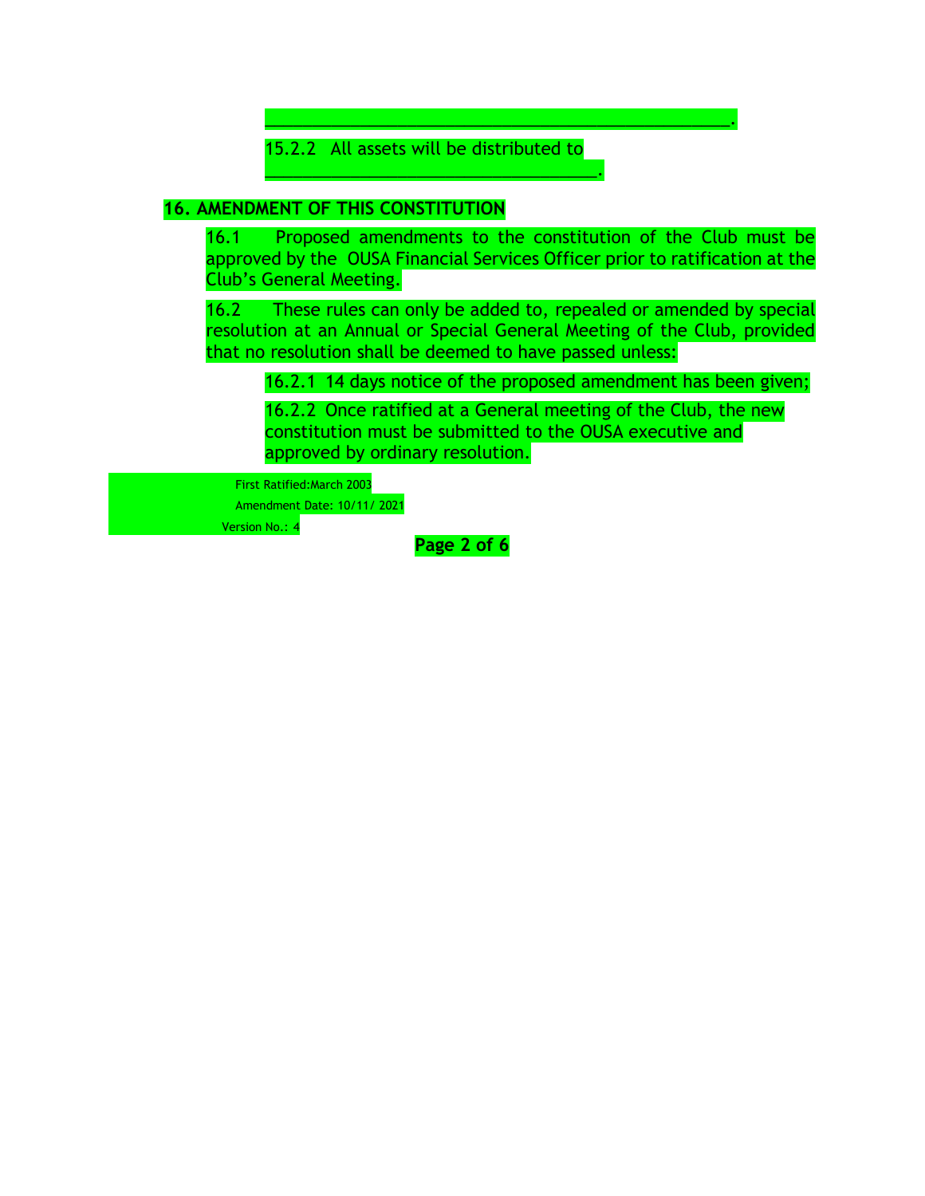\_\_\_\_\_\_\_\_\_\_\_\_\_\_\_\_\_\_\_\_\_\_\_\_\_\_\_\_\_\_\_\_\_\_\_\_\_\_\_\_\_\_\_\_\_\_\_\_.

15.2.2 All assets will be distributed to \_\_\_\_\_\_\_\_\_\_\_\_\_\_\_\_\_\_\_\_\_\_\_\_\_\_\_\_\_\_\_\_\_\_\_\_.

## 16. AMENDMENT OF THIS CONSTITUTION

16.1 Proposed amendments to the constitution of the Club must be approved by the OUSA Financial Services Officer prior to ratification at the Club's General Meeting.

16.2 These rules can only be added to, repealed or amended by special resolution at an Annual or Special General Meeting of the Club, provided that no resolution shall be deemed to have passed unless:

16.2.1 14 days notice of the proposed amendment has been given;

16.2.2 Once ratified at a General meeting of the Club, the new constitution must be submitted to the OUSA executive and approved by ordinary resolution.

First Ratified:March 2003
Amendment Date: 10/11/ 2021
Version No.: 4